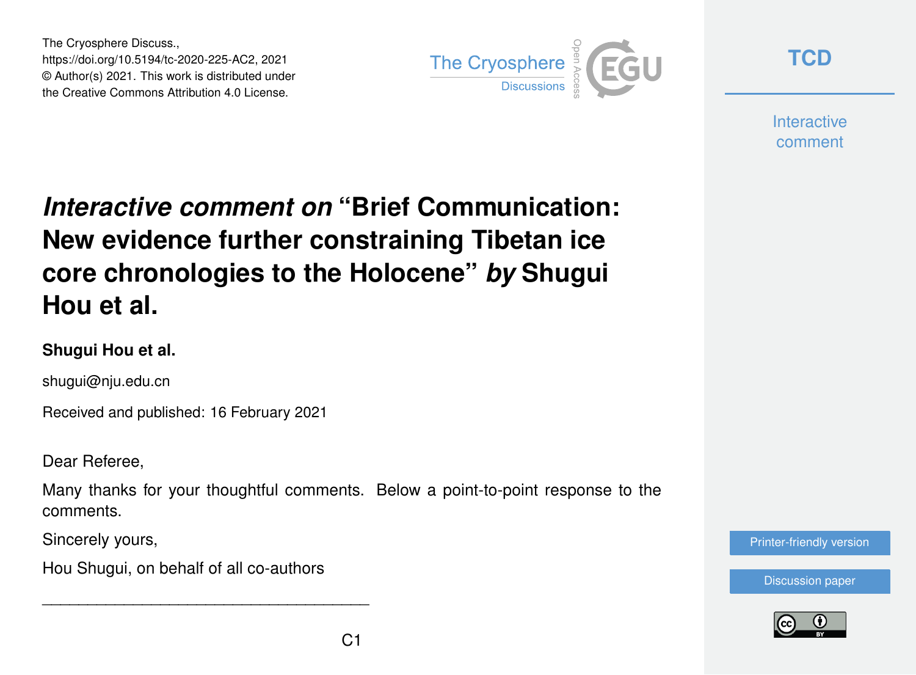# *Interactive comment on* "Brief Communication: New evidence further constraining Tibetan ice core chronologies to the Holocene" *by* Shugui Hou et al.

**Shugui Hou et al.**

shugui@nju.edu.cn

Received and published: 16 February 2021

Dear Referee,

Many thanks for your thoughtful comments. Below a point-to-point response to the comments.

Sincerely yours,

Hou Shugui, on behalf of all co-authors

---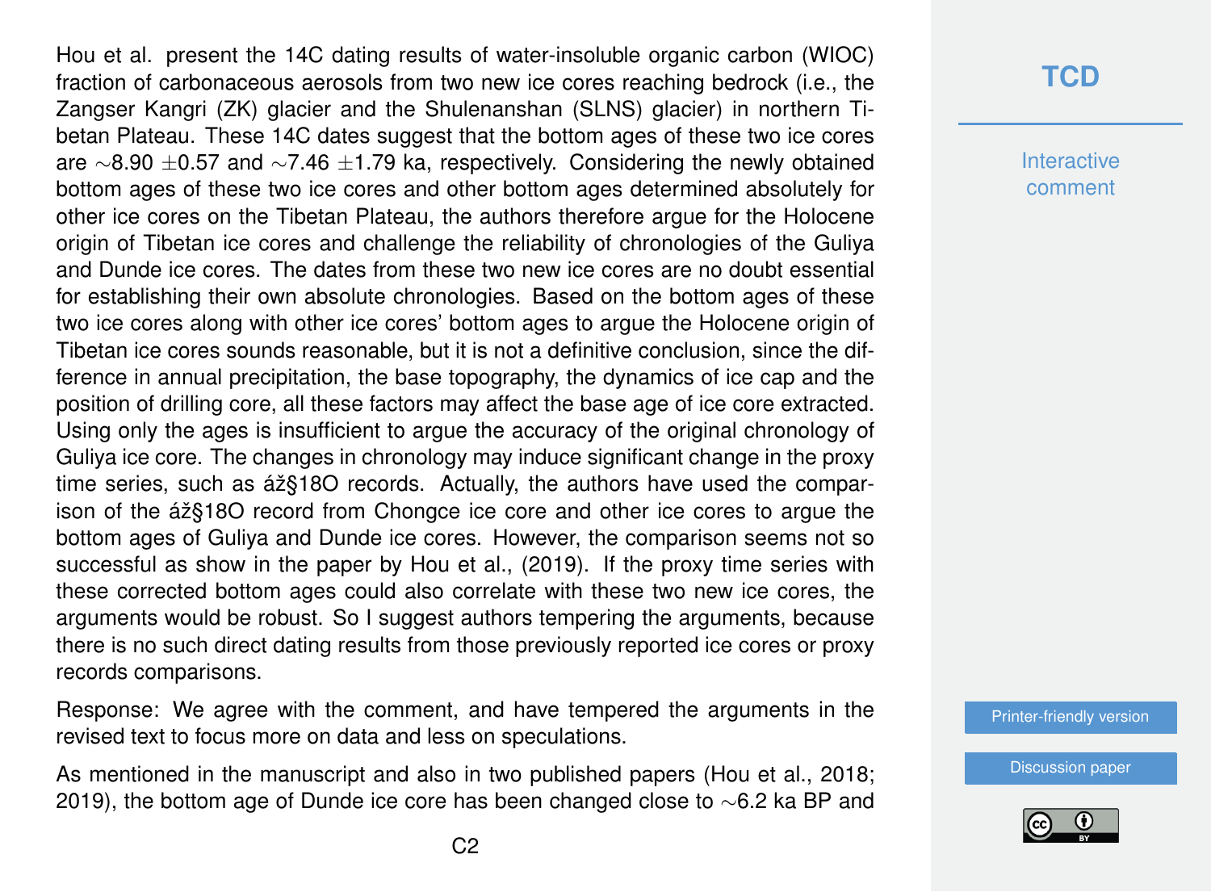Hou et al. present the 14C dating results of water-insoluble organic carbon (WIOC) fraction of carbonaceous aerosols from two new ice cores reaching bedrock (i.e., the Zangser Kangri (ZK) glacier and the Shulenanshan (SLNS) glacier) in northern Tibetan Plateau. These 14C dates suggest that the bottom ages of these two ice cores are ∼8.90 ±0.57 and ∼7.46 ±1.79 ka, respectively. Considering the newly obtained bottom ages of these two ice cores and other bottom ages determined absolutely for other ice cores on the Tibetan Plateau, the authors therefore argue for the Holocene origin of Tibetan ice cores and challenge the reliability of chronologies of the Guliya and Dunde ice cores. The dates from these two new ice cores are no doubt essential for establishing their own absolute chronologies. Based on the bottom ages of these two ice cores along with other ice cores' bottom ages to argue the Holocene origin of Tibetan ice cores sounds reasonable, but it is not a definitive conclusion, since the difference in annual precipitation, the base topography, the dynamics of ice cap and the position of drilling core, all these factors may affect the base age of ice core extracted. Using only the ages is insufficient to argue the accuracy of the original chronology of Guliya ice core. The changes in chronology may induce significant change in the proxy time series, such as áž§18O records. Actually, the authors have used the comparison of the áž§18O record from Chongce ice core and other ice cores to argue the bottom ages of Guliya and Dunde ice cores. However, the comparison seems not so successful as show in the paper by Hou et al., (2019). If the proxy time series with these corrected bottom ages could also correlate with these two new ice cores, the arguments would be robust. So I suggest authors tempering the arguments, because there is no such direct dating results from those previously reported ice cores or proxy records comparisons.

Response: We agree with the comment, and have tempered the arguments in the revised text to focus more on data and less on speculations.

As mentioned in the manuscript and also in two published papers (Hou et al., 2018; 2019), the bottom age of Dunde ice core has been changed close to ∼6.2 ka BP and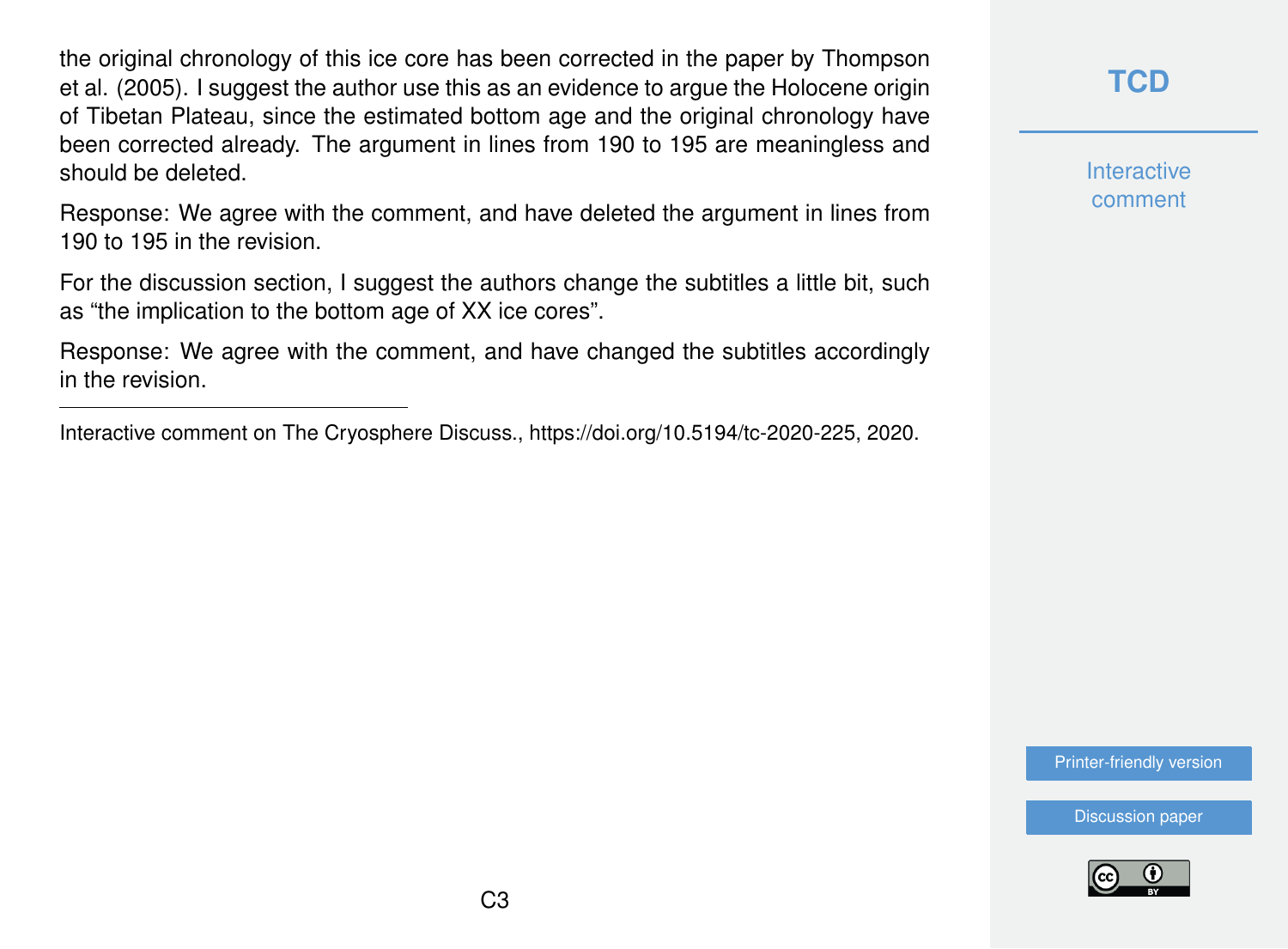the original chronology of this ice core has been corrected in the paper by Thompson et al. (2005). I suggest the author use this as an evidence to argue the Holocene origin of Tibetan Plateau, since the estimated bottom age and the original chronology have been corrected already. The argument in lines from 190 to 195 are meaningless and should be deleted.

Response: We agree with the comment, and have deleted the argument in lines from 190 to 195 in the revision.

For the discussion section, I suggest the authors change the subtitles a little bit, such as “the implication to the bottom age of XX ice cores”.

Response: We agree with the comment, and have changed the subtitles accordingly in the revision.

---

Interactive comment on The Cryosphere Discuss., https://doi.org/10.5194/tc-2020-225, 2020.